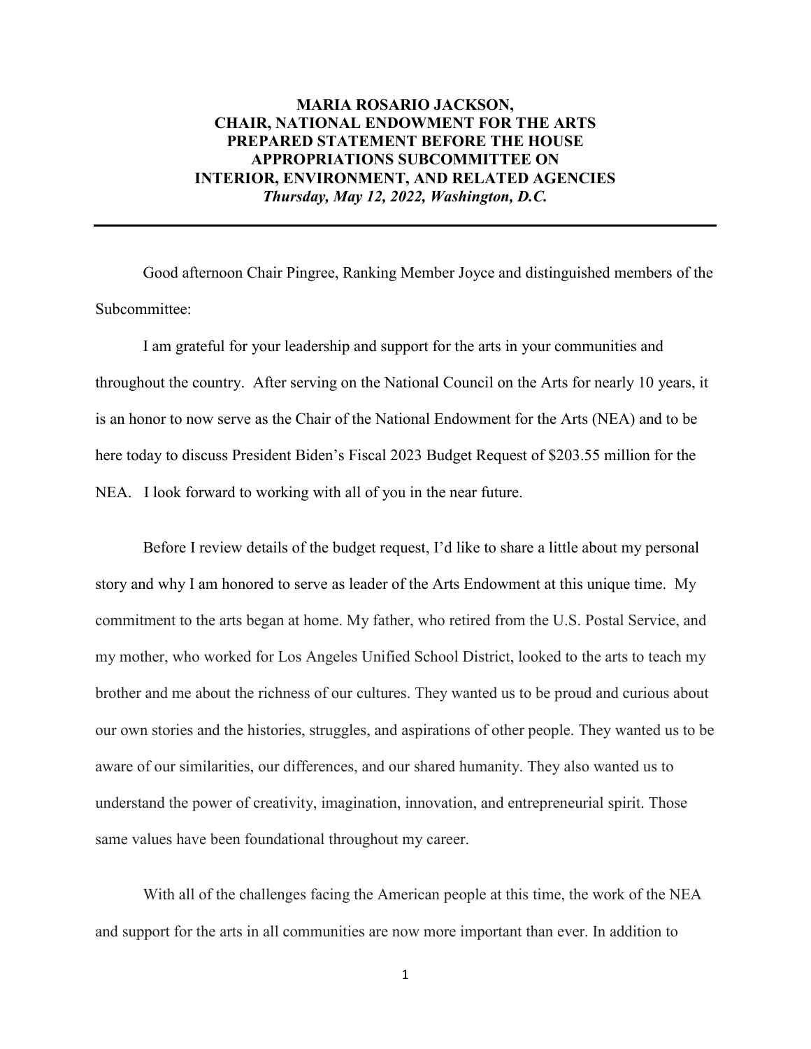**MARIA ROSARIO JACKSON,**
**CHAIR, NATIONAL ENDOWMENT FOR THE ARTS**
**PREPARED STATEMENT BEFORE THE HOUSE APPROPRIATIONS SUBCOMMITTEE ON INTERIOR, ENVIRONMENT, AND RELATED AGENCIES**
***Thursday, May 12, 2022, Washington, D.C.***

---

Good afternoon Chair Pingree, Ranking Member Joyce and distinguished members of the Subcommittee:

I am grateful for your leadership and support for the arts in your communities and throughout the country. After serving on the National Council on the Arts for nearly 10 years, it is an honor to now serve as the Chair of the National Endowment for the Arts (NEA) and to be here today to discuss President Biden's Fiscal 2023 Budget Request of $203.55 million for the NEA. I look forward to working with all of you in the near future.

Before I review details of the budget request, I'd like to share a little about my personal story and why I am honored to serve as leader of the Arts Endowment at this unique time. My commitment to the arts began at home. My father, who retired from the U.S. Postal Service, and my mother, who worked for Los Angeles Unified School District, looked to the arts to teach my brother and me about the richness of our cultures. They wanted us to be proud and curious about our own stories and the histories, struggles, and aspirations of other people. They wanted us to be aware of our similarities, our differences, and our shared humanity. They also wanted us to understand the power of creativity, imagination, innovation, and entrepreneurial spirit. Those same values have been foundational throughout my career.

With all of the challenges facing the American people at this time, the work of the NEA and support for the arts in all communities are now more important than ever. In addition to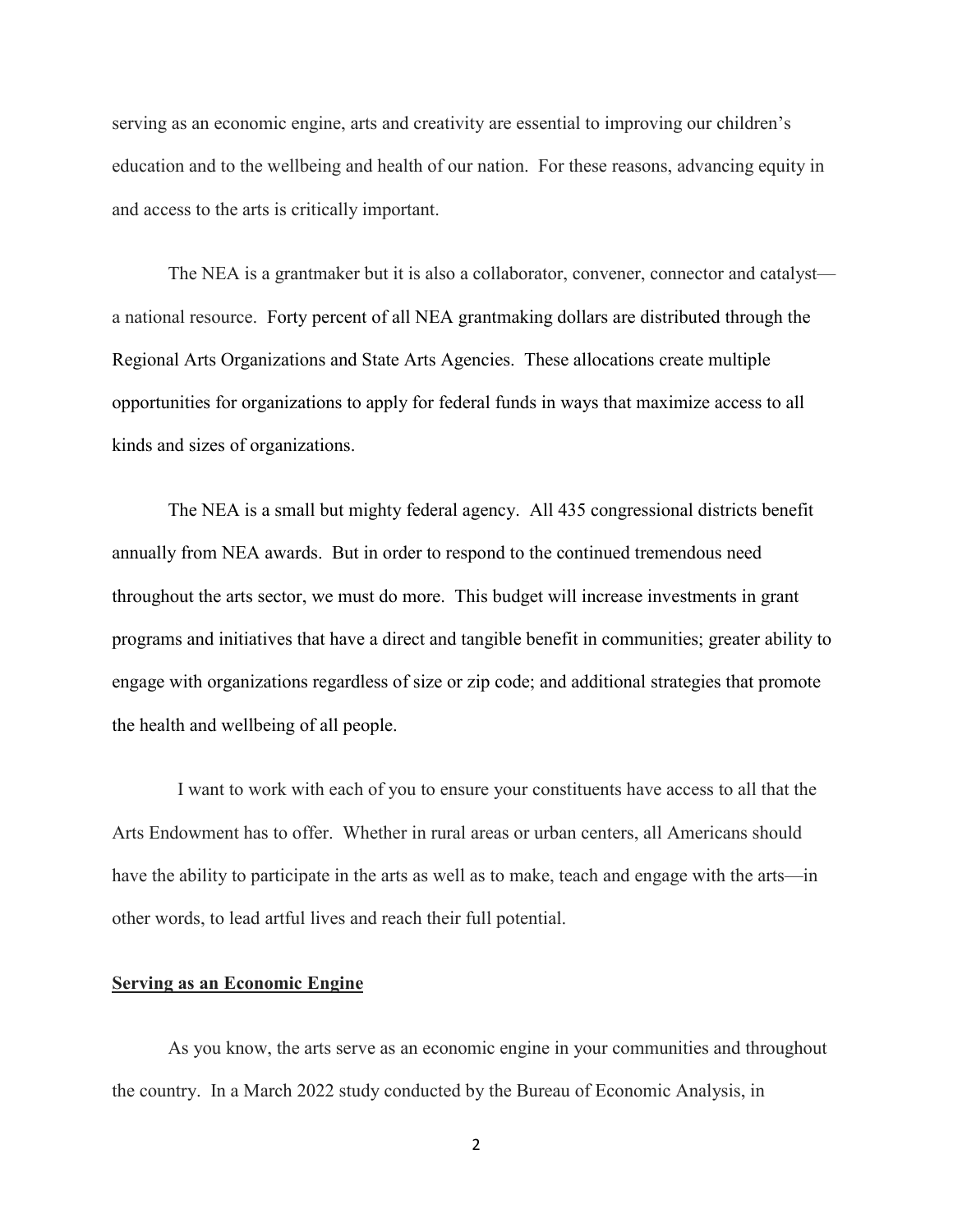serving as an economic engine, arts and creativity are essential to improving our children's education and to the wellbeing and health of our nation. For these reasons, advancing equity in and access to the arts is critically important.

The NEA is a grantmaker but it is also a collaborator, convener, connector and catalyst—a national resource. Forty percent of all NEA grantmaking dollars are distributed through the Regional Arts Organizations and State Arts Agencies. These allocations create multiple opportunities for organizations to apply for federal funds in ways that maximize access to all kinds and sizes of organizations.

The NEA is a small but mighty federal agency. All 435 congressional districts benefit annually from NEA awards. But in order to respond to the continued tremendous need throughout the arts sector, we must do more. This budget will increase investments in grant programs and initiatives that have a direct and tangible benefit in communities; greater ability to engage with organizations regardless of size or zip code; and additional strategies that promote the health and wellbeing of all people.

I want to work with each of you to ensure your constituents have access to all that the Arts Endowment has to offer. Whether in rural areas or urban centers, all Americans should have the ability to participate in the arts as well as to make, teach and engage with the arts—in other words, to lead artful lives and reach their full potential.

**<u>Serving as an Economic Engine</u>**

As you know, the arts serve as an economic engine in your communities and throughout the country. In a March 2022 study conducted by the Bureau of Economic Analysis, in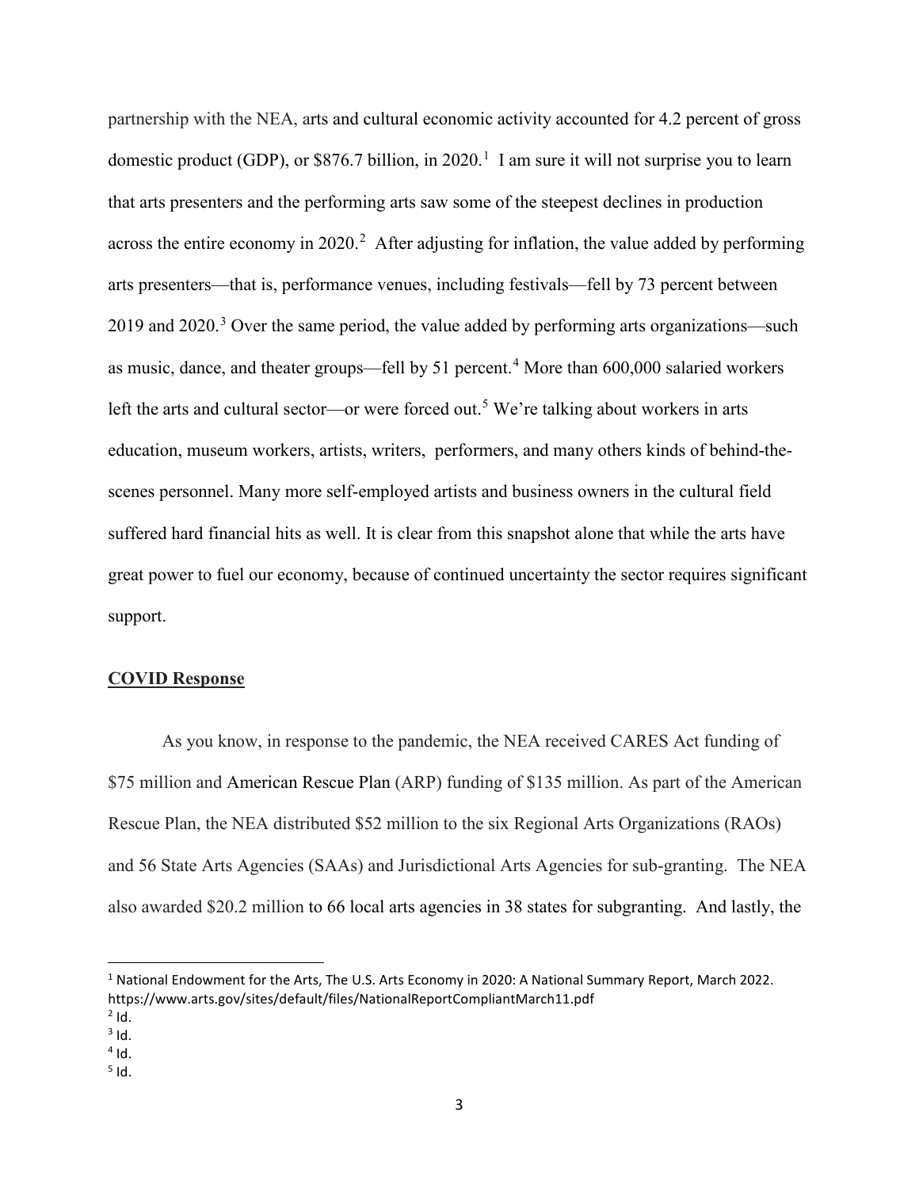partnership with the NEA, arts and cultural economic activity accounted for 4.2 percent of gross domestic product (GDP), or $876.7 billion, in 2020.[1] I am sure it will not surprise you to learn that arts presenters and the performing arts saw some of the steepest declines in production across the entire economy in 2020.[2] After adjusting for inflation, the value added by performing arts presenters—that is, performance venues, including festivals—fell by 73 percent between 2019 and 2020.[3] Over the same period, the value added by performing arts organizations—such as music, dance, and theater groups—fell by 51 percent.[4] More than 600,000 salaried workers left the arts and cultural sector—or were forced out.[5] We're talking about workers in arts education, museum workers, artists, writers, performers, and many others kinds of behind-the-scenes personnel. Many more self-employed artists and business owners in the cultural field suffered hard financial hits as well. It is clear from this snapshot alone that while the arts have great power to fuel our economy, because of continued uncertainty the sector requires significant support.

## COVID Response

As you know, in response to the pandemic, the NEA received CARES Act funding of $75 million and American Rescue Plan (ARP) funding of $135 million. As part of the American Rescue Plan, the NEA distributed $52 million to the six Regional Arts Organizations (RAOs) and 56 State Arts Agencies (SAAs) and Jurisdictional Arts Agencies for sub-granting. The NEA also awarded $20.2 million to 66 local arts agencies in 38 states for subgranting. And lastly, the

---

[1] National Endowment for the Arts, The U.S. Arts Economy in 2020: A National Summary Report, March 2022. https://www.arts.gov/sites/default/files/NationalReportCompliantMarch11.pdf

[2] Id.

[3] Id.

[4] Id.

[5] Id.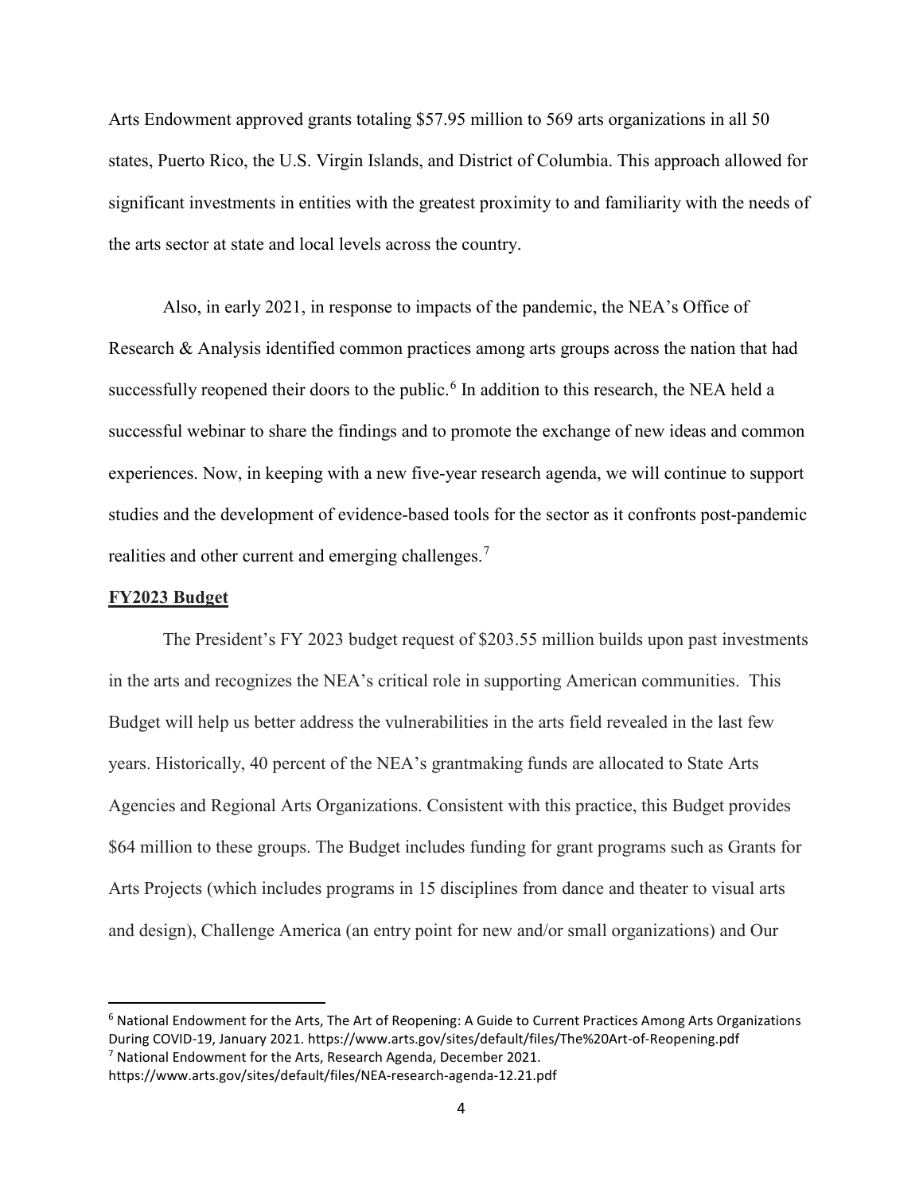Arts Endowment approved grants totaling $57.95 million to 569 arts organizations in all 50 states, Puerto Rico, the U.S. Virgin Islands, and District of Columbia. This approach allowed for significant investments in entities with the greatest proximity to and familiarity with the needs of the arts sector at state and local levels across the country.

Also, in early 2021, in response to impacts of the pandemic, the NEA's Office of Research & Analysis identified common practices among arts groups across the nation that had successfully reopened their doors to the public.[6] In addition to this research, the NEA held a successful webinar to share the findings and to promote the exchange of new ideas and common experiences. Now, in keeping with a new five-year research agenda, we will continue to support studies and the development of evidence-based tools for the sector as it confronts post-pandemic realities and other current and emerging challenges.[7]

## FY2023 Budget

The President's FY 2023 budget request of $203.55 million builds upon past investments in the arts and recognizes the NEA's critical role in supporting American communities. This Budget will help us better address the vulnerabilities in the arts field revealed in the last few years. Historically, 40 percent of the NEA's grantmaking funds are allocated to State Arts Agencies and Regional Arts Organizations. Consistent with this practice, this Budget provides $64 million to these groups. The Budget includes funding for grant programs such as Grants for Arts Projects (which includes programs in 15 disciplines from dance and theater to visual arts and design), Challenge America (an entry point for new and/or small organizations) and Our

---

[6] National Endowment for the Arts, The Art of Reopening: A Guide to Current Practices Among Arts Organizations During COVID-19, January 2021. https://www.arts.gov/sites/default/files/The%20Art-of-Reopening.pdf

[7] National Endowment for the Arts, Research Agenda, December 2021. https://www.arts.gov/sites/default/files/NEA-research-agenda-12.21.pdf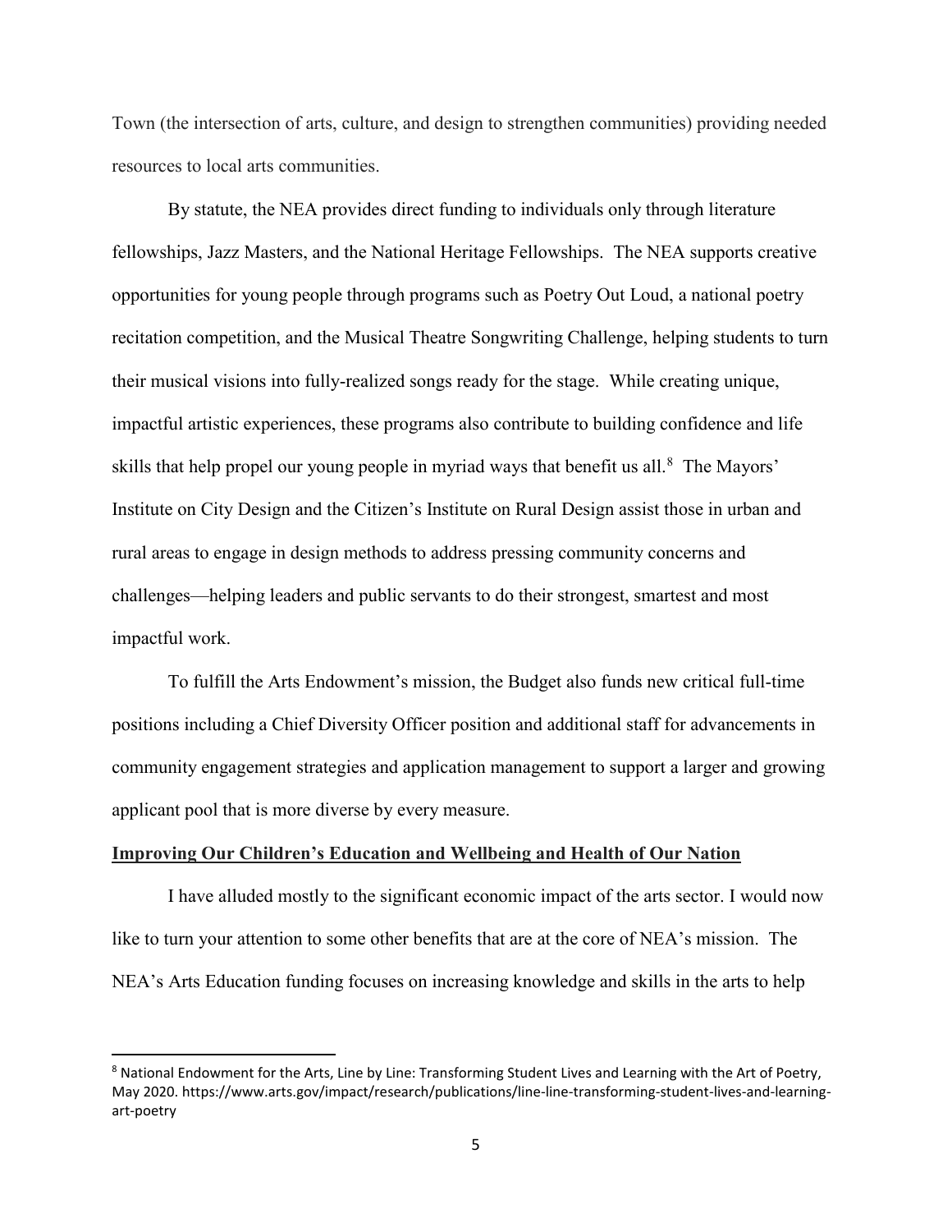Town (the intersection of arts, culture, and design to strengthen communities) providing needed resources to local arts communities.

By statute, the NEA provides direct funding to individuals only through literature fellowships, Jazz Masters, and the National Heritage Fellowships. The NEA supports creative opportunities for young people through programs such as Poetry Out Loud, a national poetry recitation competition, and the Musical Theatre Songwriting Challenge, helping students to turn their musical visions into fully-realized songs ready for the stage. While creating unique, impactful artistic experiences, these programs also contribute to building confidence and life skills that help propel our young people in myriad ways that benefit us all.[8] The Mayors' Institute on City Design and the Citizen's Institute on Rural Design assist those in urban and rural areas to engage in design methods to address pressing community concerns and challenges—helping leaders and public servants to do their strongest, smartest and most impactful work.

To fulfill the Arts Endowment's mission, the Budget also funds new critical full-time positions including a Chief Diversity Officer position and additional staff for advancements in community engagement strategies and application management to support a larger and growing applicant pool that is more diverse by every measure.

**<u>Improving Our Children's Education and Wellbeing and Health of Our Nation</u>**

I have alluded mostly to the significant economic impact of the arts sector. I would now like to turn your attention to some other benefits that are at the core of NEA's mission. The NEA's Arts Education funding focuses on increasing knowledge and skills in the arts to help

---

[8] National Endowment for the Arts, Line by Line: Transforming Student Lives and Learning with the Art of Poetry, May 2020. https://www.arts.gov/impact/research/publications/line-line-transforming-student-lives-and-learning-art-poetry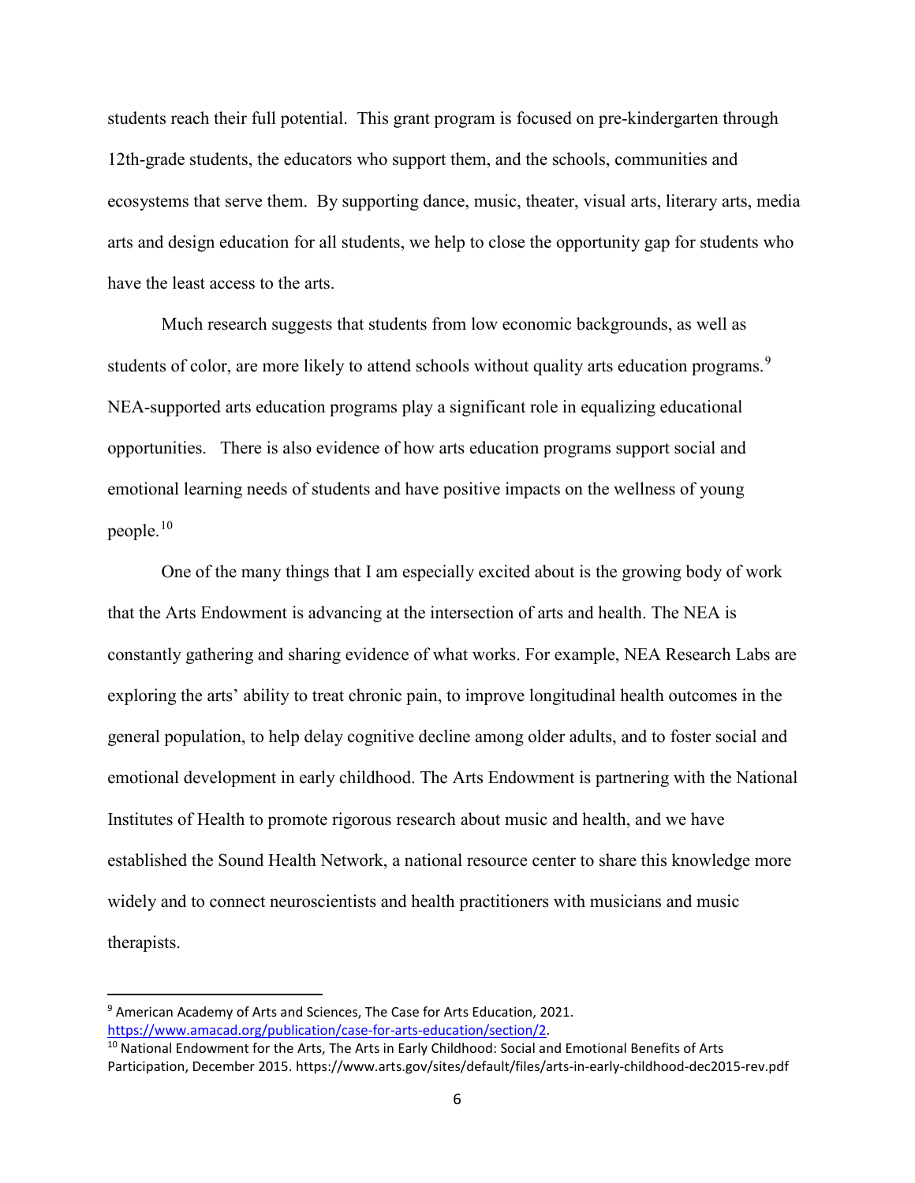students reach their full potential. This grant program is focused on pre-kindergarten through 12th-grade students, the educators who support them, and the schools, communities and ecosystems that serve them. By supporting dance, music, theater, visual arts, literary arts, media arts and design education for all students, we help to close the opportunity gap for students who have the least access to the arts.

Much research suggests that students from low economic backgrounds, as well as students of color, are more likely to attend schools without quality arts education programs.[9] NEA-supported arts education programs play a significant role in equalizing educational opportunities. There is also evidence of how arts education programs support social and emotional learning needs of students and have positive impacts on the wellness of young people.[10]

One of the many things that I am especially excited about is the growing body of work that the Arts Endowment is advancing at the intersection of arts and health. The NEA is constantly gathering and sharing evidence of what works. For example, NEA Research Labs are exploring the arts' ability to treat chronic pain, to improve longitudinal health outcomes in the general population, to help delay cognitive decline among older adults, and to foster social and emotional development in early childhood. The Arts Endowment is partnering with the National Institutes of Health to promote rigorous research about music and health, and we have established the Sound Health Network, a national resource center to share this knowledge more widely and to connect neuroscientists and health practitioners with musicians and music therapists.

---

[9] American Academy of Arts and Sciences, The Case for Arts Education, 2021. https://www.amacad.org/publication/case-for-arts-education/section/2.

[10] National Endowment for the Arts, The Arts in Early Childhood: Social and Emotional Benefits of Arts Participation, December 2015. https://www.arts.gov/sites/default/files/arts-in-early-childhood-dec2015-rev.pdf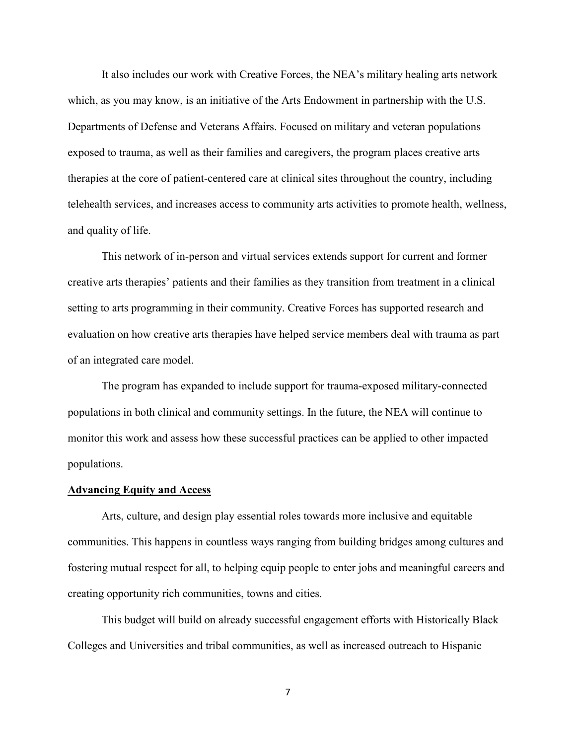It also includes our work with Creative Forces, the NEA's military healing arts network which, as you may know, is an initiative of the Arts Endowment in partnership with the U.S. Departments of Defense and Veterans Affairs. Focused on military and veteran populations exposed to trauma, as well as their families and caregivers, the program places creative arts therapies at the core of patient-centered care at clinical sites throughout the country, including telehealth services, and increases access to community arts activities to promote health, wellness, and quality of life.

This network of in-person and virtual services extends support for current and former creative arts therapies' patients and their families as they transition from treatment in a clinical setting to arts programming in their community. Creative Forces has supported research and evaluation on how creative arts therapies have helped service members deal with trauma as part of an integrated care model.

The program has expanded to include support for trauma-exposed military-connected populations in both clinical and community settings. In the future, the NEA will continue to monitor this work and assess how these successful practices can be applied to other impacted populations.

**Advancing Equity and Access**

Arts, culture, and design play essential roles towards more inclusive and equitable communities. This happens in countless ways ranging from building bridges among cultures and fostering mutual respect for all, to helping equip people to enter jobs and meaningful careers and creating opportunity rich communities, towns and cities.

This budget will build on already successful engagement efforts with Historically Black Colleges and Universities and tribal communities, as well as increased outreach to Hispanic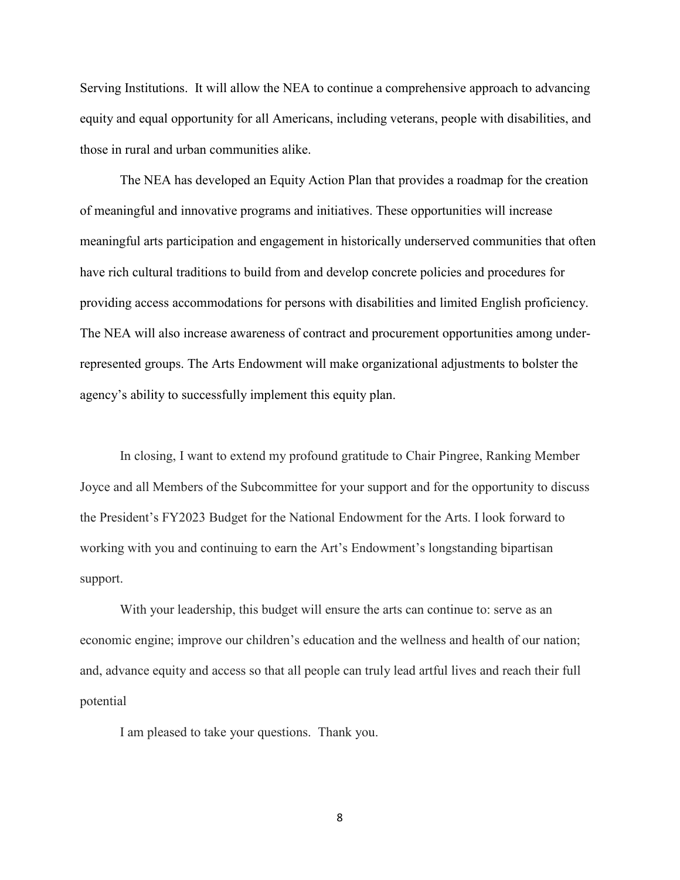Serving Institutions. It will allow the NEA to continue a comprehensive approach to advancing equity and equal opportunity for all Americans, including veterans, people with disabilities, and those in rural and urban communities alike.

The NEA has developed an Equity Action Plan that provides a roadmap for the creation of meaningful and innovative programs and initiatives. These opportunities will increase meaningful arts participation and engagement in historically underserved communities that often have rich cultural traditions to build from and develop concrete policies and procedures for providing access accommodations for persons with disabilities and limited English proficiency. The NEA will also increase awareness of contract and procurement opportunities among under-represented groups. The Arts Endowment will make organizational adjustments to bolster the agency's ability to successfully implement this equity plan.

In closing, I want to extend my profound gratitude to Chair Pingree, Ranking Member Joyce and all Members of the Subcommittee for your support and for the opportunity to discuss the President's FY2023 Budget for the National Endowment for the Arts. I look forward to working with you and continuing to earn the Art's Endowment's longstanding bipartisan support.

With your leadership, this budget will ensure the arts can continue to: serve as an economic engine; improve our children's education and the wellness and health of our nation; and, advance equity and access so that all people can truly lead artful lives and reach their full potential

I am pleased to take your questions. Thank you.